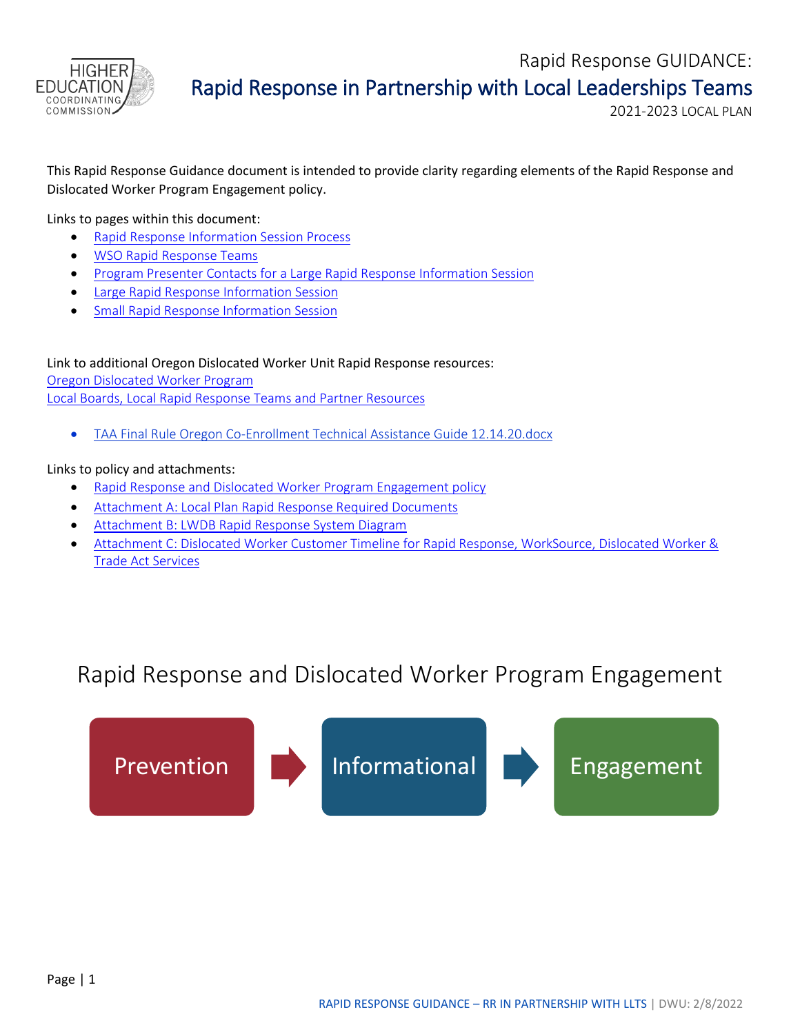Rapid Response GUIDANCE:

# Rapid Response in Partnership with Local Leaderships Teams

2021-2023 LOCAL PLAN

This Rapid Response Guidance document is intended to provide clarity regarding elements of the Rapid Response and Dislocated Worker Program Engagement policy.

Links to pages within this document:

- Rapid Response Information Session Process
- WSO Rapid Response Teams
- Program Presenter Contacts for a Large Rapid Response Information Session
- Large Rapid Response Information Session
- Small Rapid Response Information Session

Link to additional Oregon Dislocated Worker Unit Rapid Response resources:
Oregon Dislocated Worker Program
Local Boards, Local Rapid Response Teams and Partner Resources

- TAA Final Rule Oregon Co-Enrollment Technical Assistance Guide 12.14.20.docx

Links to policy and attachments:

- Rapid Response and Dislocated Worker Program Engagement policy
- Attachment A: Local Plan Rapid Response Required Documents
- Attachment B: LWDB Rapid Response System Diagram
- Attachment C: Dislocated Worker Customer Timeline for Rapid Response, WorkSource, Dislocated Worker & Trade Act Services

## Rapid Response and Dislocated Worker Program Engagement

Prevention → Informational → Engagement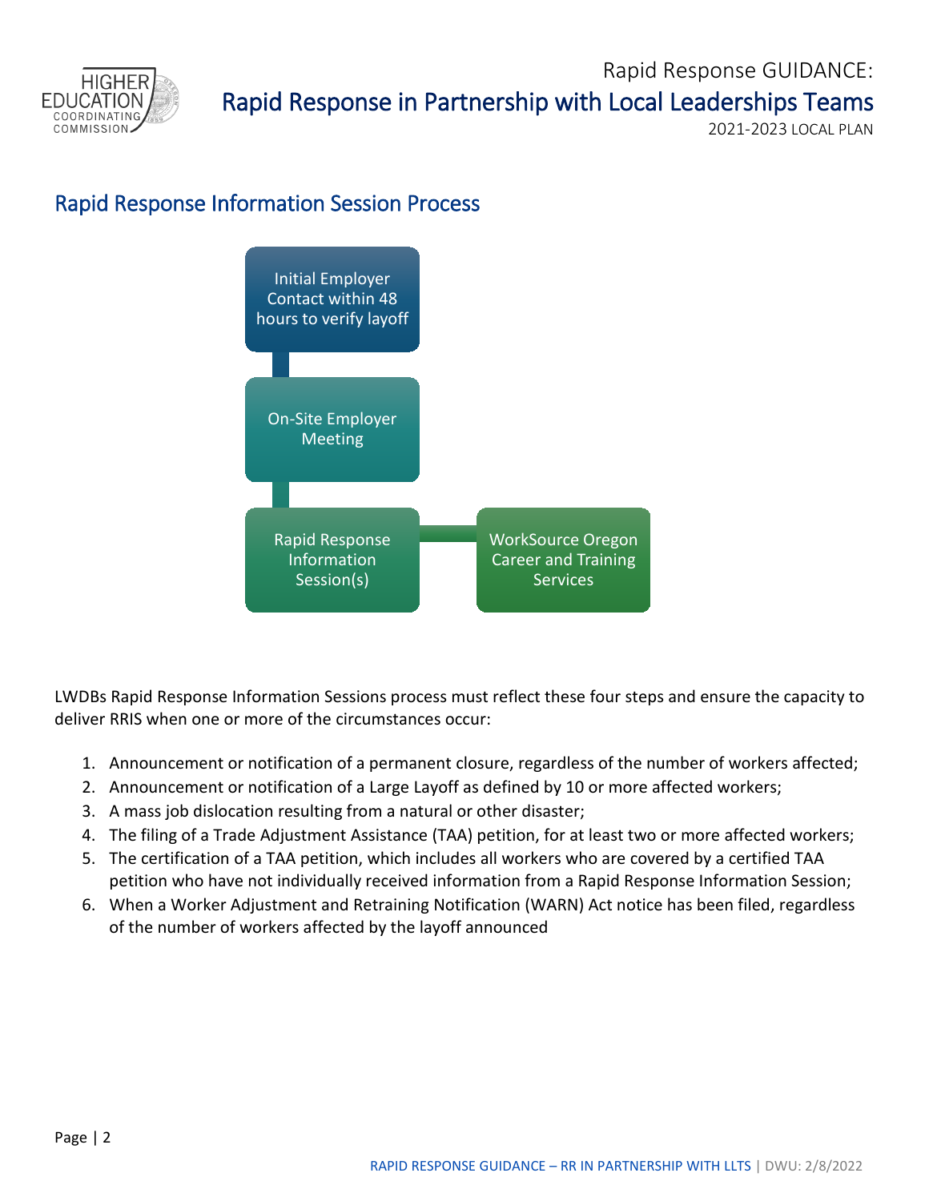## Rapid Response Information Session Process

Initial Employer Contact within 48 hours to verify layoff → On-Site Employer Meeting → Rapid Response Information Session(s) → WorkSource Oregon Career and Training Services

LWDBs Rapid Response Information Sessions process must reflect these four steps and ensure the capacity to deliver RRIS when one or more of the circumstances occur:

1. Announcement or notification of a permanent closure, regardless of the number of workers affected;
2. Announcement or notification of a Large Layoff as defined by 10 or more affected workers;
3. A mass job dislocation resulting from a natural or other disaster;
4. The filing of a Trade Adjustment Assistance (TAA) petition, for at least two or more affected workers;
5. The certification of a TAA petition, which includes all workers who are covered by a certified TAA petition who have not individually received information from a Rapid Response Information Session;
6. When a Worker Adjustment and Retraining Notification (WARN) Act notice has been filed, regardless of the number of workers affected by the layoff announced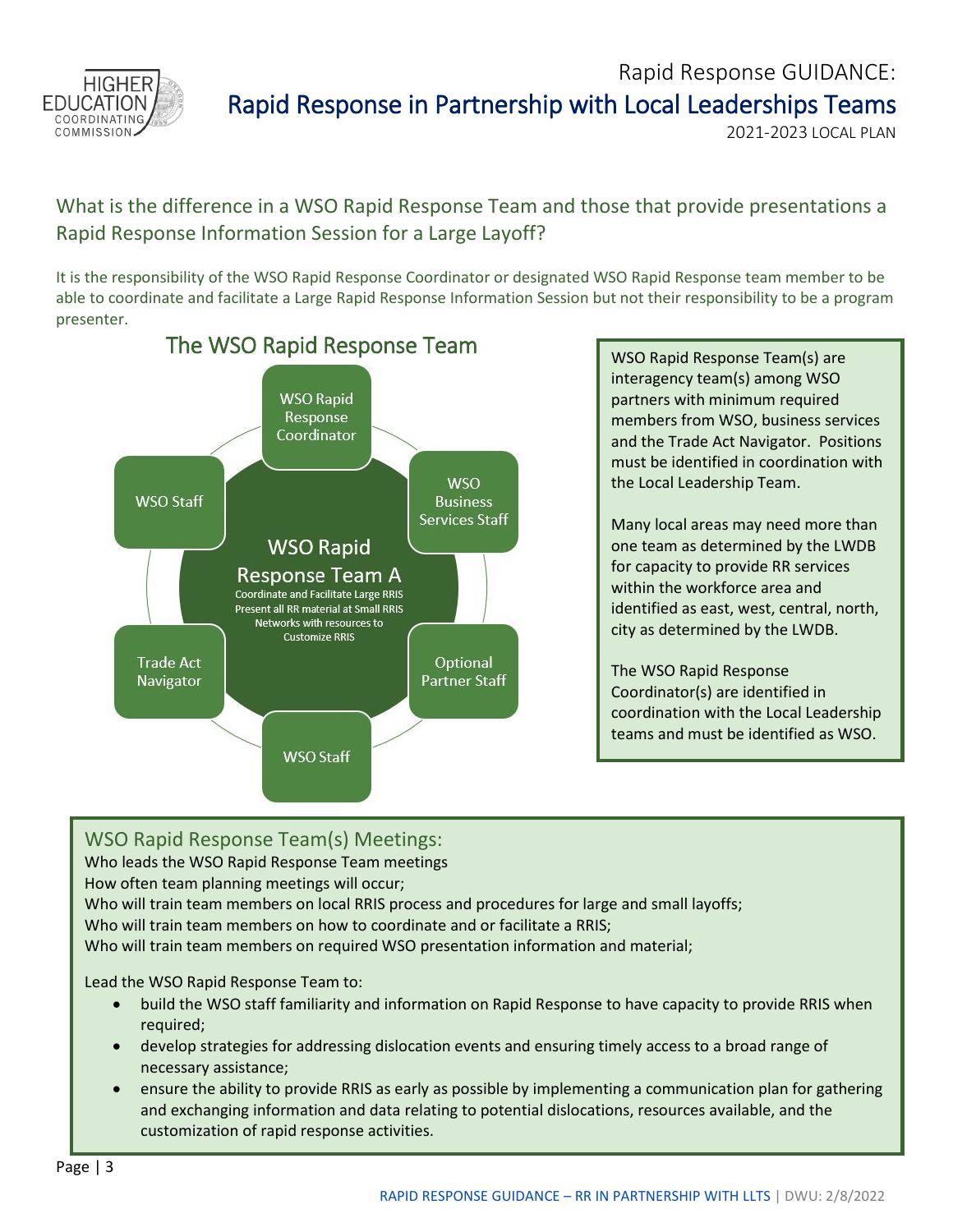## What is the difference in a WSO Rapid Response Team and those that provide presentations a Rapid Response Information Session for a Large Layoff?

It is the responsibility of the WSO Rapid Response Coordinator or designated WSO Rapid Response team member to be able to coordinate and facilitate a Large Rapid Response Information Session but not their responsibility to be a program presenter.

### The WSO Rapid Response Team

**WSO Rapid Response Team A**
Coordinate and Facilitate Large RRIS
Present all RR material at Small RRIS
Networks with resources to Customize RRIS

- WSO Rapid Response Coordinator
- WSO Business Services Staff
- Optional Partner Staff
- WSO Staff
- Trade Act Navigator
- WSO Staff

WSO Rapid Response Team(s) are interagency team(s) among WSO partners with minimum required members from WSO, business services and the Trade Act Navigator. Positions must be identified in coordination with the Local Leadership Team.

Many local areas may need more than one team as determined by the LWDB for capacity to provide RR services within the workforce area and identified as east, west, central, north, city as determined by the LWDB.

The WSO Rapid Response Coordinator(s) are identified in coordination with the Local Leadership teams and must be identified as WSO.

### WSO Rapid Response Team(s) Meetings:

Who leads the WSO Rapid Response Team meetings
How often team planning meetings will occur;
Who will train team members on local RRIS process and procedures for large and small layoffs;
Who will train team members on how to coordinate and or facilitate a RRIS;
Who will train team members on required WSO presentation information and material;

Lead the WSO Rapid Response Team to:

- build the WSO staff familiarity and information on Rapid Response to have capacity to provide RRIS when required;
- develop strategies for addressing dislocation events and ensuring timely access to a broad range of necessary assistance;
- ensure the ability to provide RRIS as early as possible by implementing a communication plan for gathering and exchanging information and data relating to potential dislocations, resources available, and the customization of rapid response activities.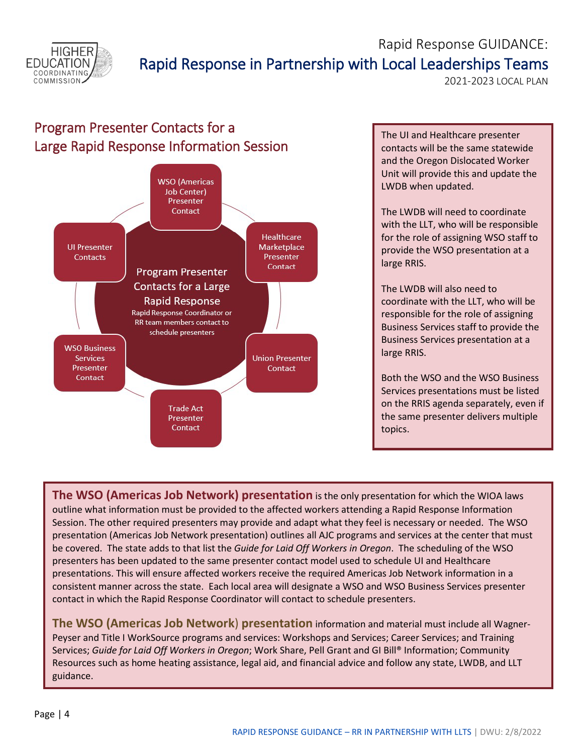## Program Presenter Contacts for a Large Rapid Response Information Session

**Program Presenter Contacts for a Large Rapid Response**
Rapid Response Coordinator or RR team members contact to schedule presenters

- WSO (Americas Job Center) Presenter Contact
- Healthcare Marketplace Presenter Contact
- Union Presenter Contact
- Trade Act Presenter Contact
- WSO Business Services Presenter Contact
- UI Presenter Contacts

The UI and Healthcare presenter contacts will be the same statewide and the Oregon Dislocated Worker Unit will provide this and update the LWDB when updated.

The LWDB will need to coordinate with the LLT, who will be responsible for the role of assigning WSO staff to provide the WSO presentation at a large RRIS.

The LWDB will also need to coordinate with the LLT, who will be responsible for the role of assigning Business Services staff to provide the Business Services presentation at a large RRIS.

Both the WSO and the WSO Business Services presentations must be listed on the RRIS agenda separately, even if the same presenter delivers multiple topics.

**The WSO (Americas Job Network) presentation** is the only presentation for which the WIOA laws outline what information must be provided to the affected workers attending a Rapid Response Information Session. The other required presenters may provide and adapt what they feel is necessary or needed. The WSO presentation (Americas Job Network presentation) outlines all AJC programs and services at the center that must be covered. The state adds to that list the *Guide for Laid Off Workers in Oregon*. The scheduling of the WSO presenters has been updated to the same presenter contact model used to schedule UI and Healthcare presentations. This will ensure affected workers receive the required Americas Job Network information in a consistent manner across the state. Each local area will designate a WSO and WSO Business Services presenter contact in which the Rapid Response Coordinator will contact to schedule presenters.

**The WSO (Americas Job Network) presentation** information and material must include all Wagner-Peyser and Title I WorkSource programs and services: Workshops and Services; Career Services; and Training Services; *Guide for Laid Off Workers in Oregon*; Work Share, Pell Grant and GI Bill® Information; Community Resources such as home heating assistance, legal aid, and financial advice and follow any state, LWDB, and LLT guidance.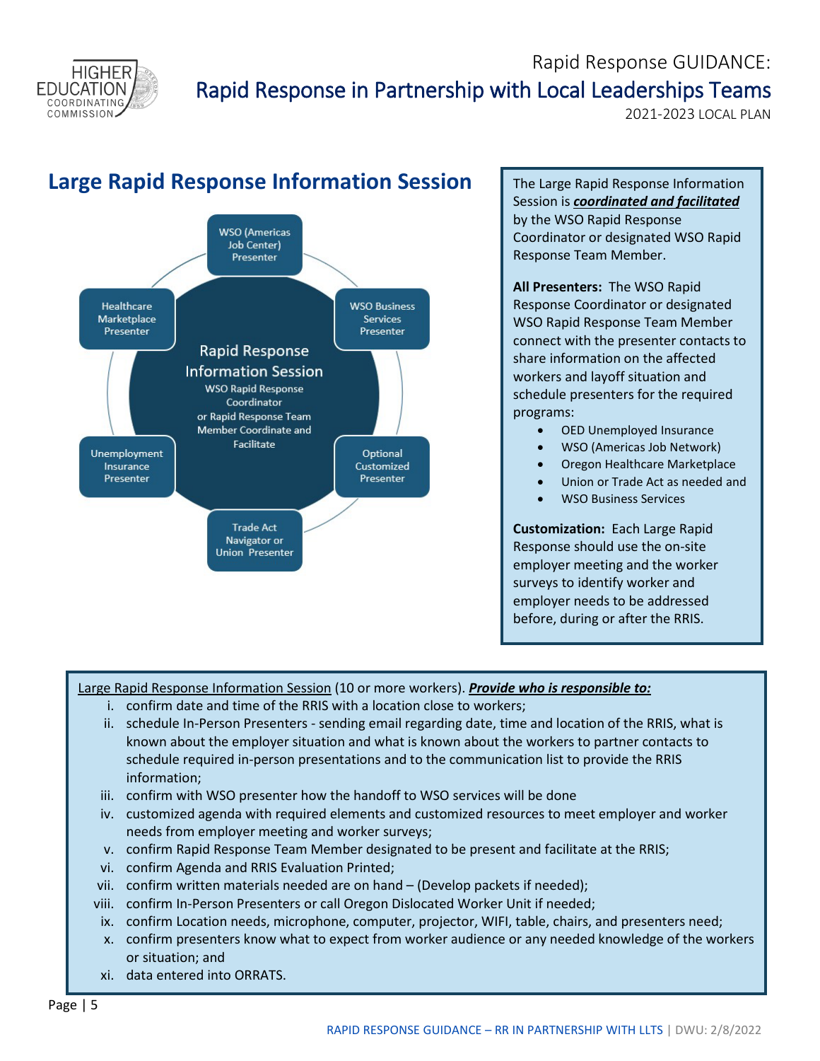## Large Rapid Response Information Session

Rapid Response Information Session
WSO Rapid Response Coordinator or Rapid Response Team Member Coordinate and Facilitate

- WSO (Americas Job Center) Presenter
- WSO Business Services Presenter
- Optional Customized Presenter
- Trade Act Navigator or Union Presenter
- Unemployment Insurance Presenter
- Healthcare Marketplace Presenter

The Large Rapid Response Information Session is ***coordinated and facilitated*** by the WSO Rapid Response Coordinator or designated WSO Rapid Response Team Member.

**All Presenters:** The WSO Rapid Response Coordinator or designated WSO Rapid Response Team Member connect with the presenter contacts to share information on the affected workers and layoff situation and schedule presenters for the required programs:

- OED Unemployed Insurance
- WSO (Americas Job Network)
- Oregon Healthcare Marketplace
- Union or Trade Act as needed and
- WSO Business Services

**Customization:** Each Large Rapid Response should use the on-site employer meeting and the worker surveys to identify worker and employer needs to be addressed before, during or after the RRIS.

Large Rapid Response Information Session (10 or more workers). ***Provide who is responsible to:***

i. confirm date and time of the RRIS with a location close to workers;
ii. schedule In-Person Presenters - sending email regarding date, time and location of the RRIS, what is known about the employer situation and what is known about the workers to partner contacts to schedule required in-person presentations and to the communication list to provide the RRIS information;
iii. confirm with WSO presenter how the handoff to WSO services will be done
iv. customized agenda with required elements and customized resources to meet employer and worker needs from employer meeting and worker surveys;
v. confirm Rapid Response Team Member designated to be present and facilitate at the RRIS;
vi. confirm Agenda and RRIS Evaluation Printed;
vii. confirm written materials needed are on hand – (Develop packets if needed);
viii. confirm In-Person Presenters or call Oregon Dislocated Worker Unit if needed;
ix. confirm Location needs, microphone, computer, projector, WIFI, table, chairs, and presenters need;
x. confirm presenters know what to expect from worker audience or any needed knowledge of the workers or situation; and
xi. data entered into ORRATS.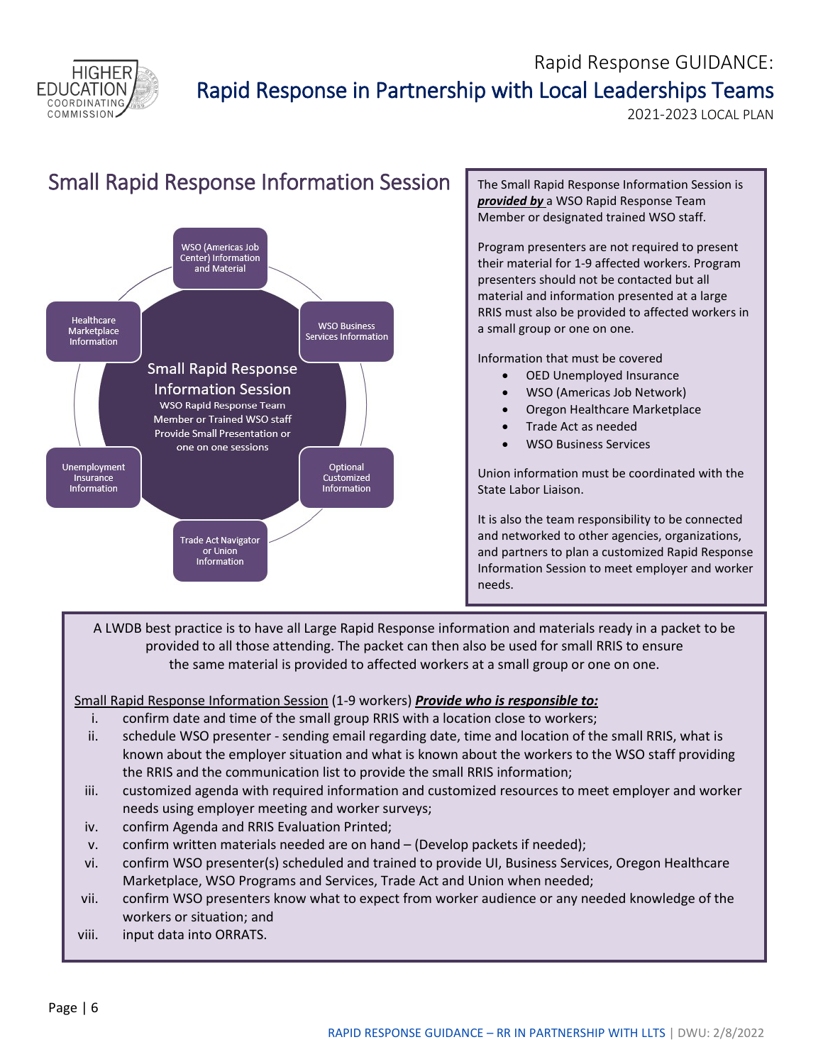## Small Rapid Response Information Session

WSO (Americas Job Center) Information and Material

WSO Business Services Information

Optional Customized Information

Trade Act Navigator or Union Information

Unemployment Insurance Information

Healthcare Marketplace Information

Small Rapid Response Information Session
WSO Rapid Response Team Member or Trained WSO staff Provide Small Presentation or one on one sessions

The Small Rapid Response Information Session is ***provided by*** a WSO Rapid Response Team Member or designated trained WSO staff.

Program presenters are not required to present their material for 1-9 affected workers. Program presenters should not be contacted but all material and information presented at a large RRIS must also be provided to affected workers in a small group or one on one.

Information that must be covered

- OED Unemployed Insurance
- WSO (Americas Job Network)
- Oregon Healthcare Marketplace
- Trade Act as needed
- WSO Business Services

Union information must be coordinated with the State Labor Liaison.

It is also the team responsibility to be connected and networked to other agencies, organizations, and partners to plan a customized Rapid Response Information Session to meet employer and worker needs.

A LWDB best practice is to have all Large Rapid Response information and materials ready in a packet to be provided to all those attending. The packet can then also be used for small RRIS to ensure the same material is provided to affected workers at a small group or one on one.

Small Rapid Response Information Session (1-9 workers) ***Provide who is responsible to:***

i. confirm date and time of the small group RRIS with a location close to workers;
ii. schedule WSO presenter - sending email regarding date, time and location of the small RRIS, what is known about the employer situation and what is known about the workers to the WSO staff providing the RRIS and the communication list to provide the small RRIS information;
iii. customized agenda with required information and customized resources to meet employer and worker needs using employer meeting and worker surveys;
iv. confirm Agenda and RRIS Evaluation Printed;
v. confirm written materials needed are on hand – (Develop packets if needed);
vi. confirm WSO presenter(s) scheduled and trained to provide UI, Business Services, Oregon Healthcare Marketplace, WSO Programs and Services, Trade Act and Union when needed;
vii. confirm WSO presenters know what to expect from worker audience or any needed knowledge of the workers or situation; and
viii. input data into ORRATS.